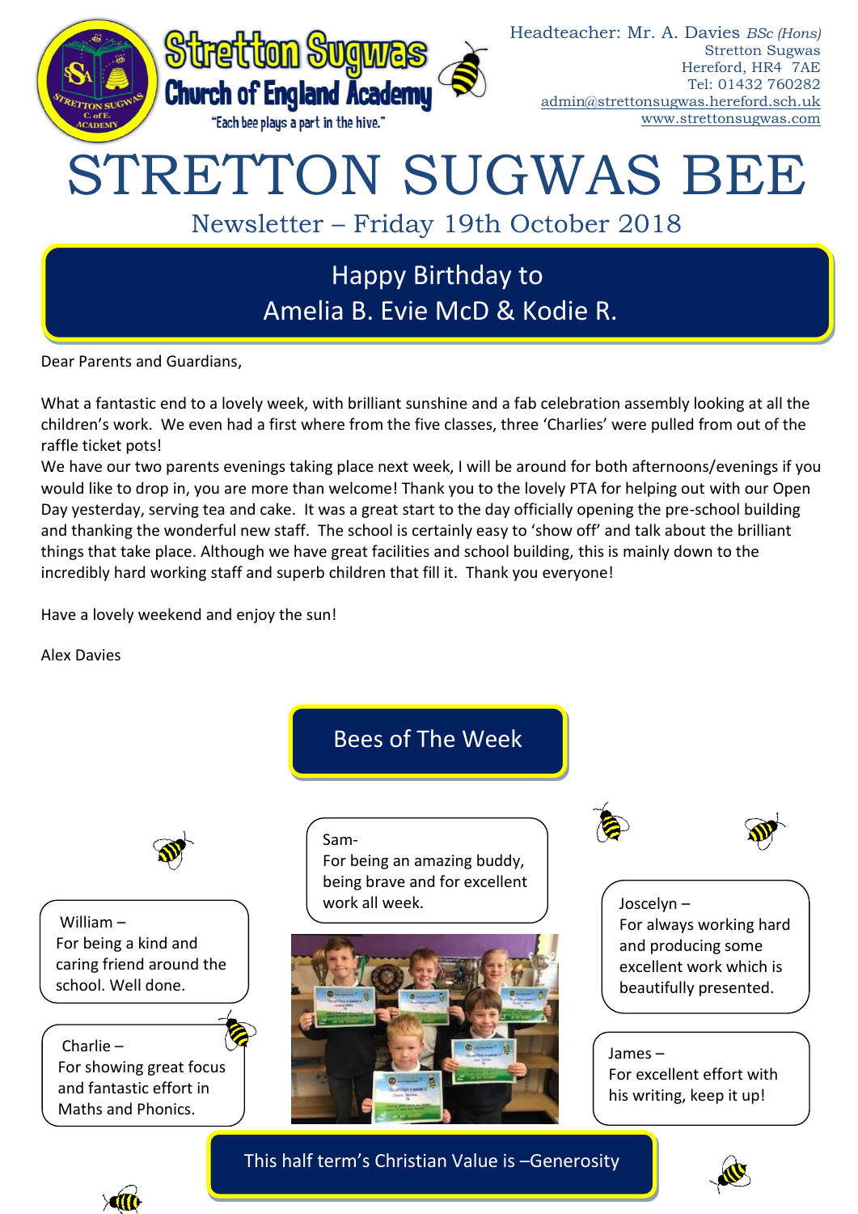Stretton Sugwas Church of England Academy

"Each bee plays a part in the hive."

Headteacher: Mr. A. Davies *BSc (Hons)*
Stretton Sugwas
Hereford, HR4 7AE
Tel: 01432 760282
admin@strettonsugwas.hereford.sch.uk
www.strettonsugwas.com

# STRETTON SUGWAS BEE

## Newsletter – Friday 19th October 2018

## Happy Birthday to Amelia B. Evie McD & Kodie R.

Dear Parents and Guardians,

What a fantastic end to a lovely week, with brilliant sunshine and a fab celebration assembly looking at all the children's work. We even had a first where from the five classes, three 'Charlies' were pulled from out of the raffle ticket pots!

We have our two parents evenings taking place next week, I will be around for both afternoons/evenings if you would like to drop in, you are more than welcome! Thank you to the lovely PTA for helping out with our Open Day yesterday, serving tea and cake. It was a great start to the day officially opening the pre-school building and thanking the wonderful new staff. The school is certainly easy to 'show off' and talk about the brilliant things that take place. Although we have great facilities and school building, this is mainly down to the incredibly hard working staff and superb children that fill it. Thank you everyone!

Have a lovely weekend and enjoy the sun!

Alex Davies

## Bees of The Week

William – For being a kind and caring friend around the school. Well done.

Charlie – For showing great focus and fantastic effort in Maths and Phonics.

Sam- For being an amazing buddy, being brave and for excellent work all week.

Joscelyn – For always working hard and producing some excellent work which is beautifully presented.

James – For excellent effort with his writing, keep it up!

## This half term's Christian Value is –Generosity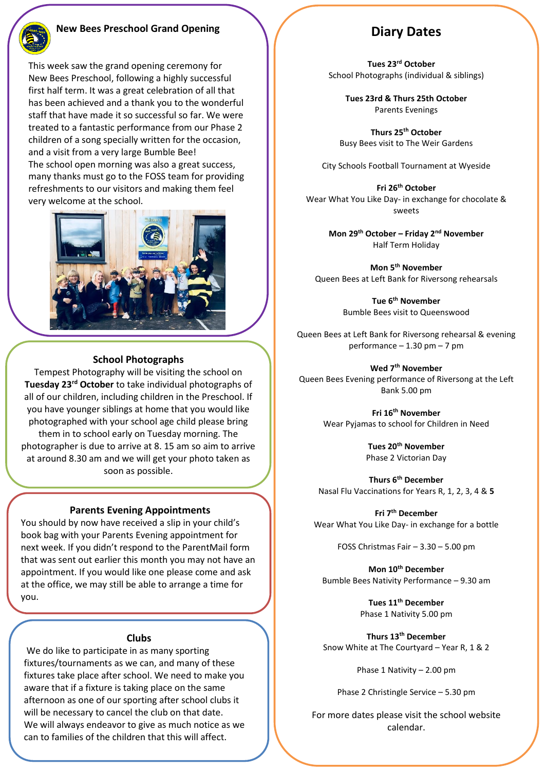## New Bees Preschool Grand Opening

This week saw the grand opening ceremony for New Bees Preschool, following a highly successful first half term. It was a great celebration of all that has been achieved and a thank you to the wonderful staff that have made it so successful so far. We were treated to a fantastic performance from our Phase 2 children of a song specially written for the occasion, and a visit from a very large Bumble Bee!
The school open morning was also a great success, many thanks must go to the FOSS team for providing refreshments to our visitors and making them feel very welcome at the school.

## School Photographs

Tempest Photography will be visiting the school on **Tuesday 23rd October** to take individual photographs of all of our children, including children in the Preschool. If you have younger siblings at home that you would like photographed with your school age child please bring them in to school early on Tuesday morning. The photographer is due to arrive at 8. 15 am so aim to arrive at around 8.30 am and we will get your photo taken as soon as possible.

## Parents Evening Appointments

You should by now have received a slip in your child's book bag with your Parents Evening appointment for next week. If you didn't respond to the ParentMail form that was sent out earlier this month you may not have an appointment. If you would like one please come and ask at the office, we may still be able to arrange a time for you.

## Clubs

We do like to participate in as many sporting fixtures/tournaments as we can, and many of these fixtures take place after school. We need to make you aware that if a fixture is taking place on the same afternoon as one of our sporting after school clubs it will be necessary to cancel the club on that date.
We will always endeavor to give as much notice as we can to families of the children that this will affect.

## Diary Dates

**Tues 23rd October**
School Photographs (individual & siblings)

**Tues 23rd & Thurs 25th October**
Parents Evenings

**Thurs 25th October**
Busy Bees visit to The Weir Gardens

City Schools Football Tournament at Wyeside

**Fri 26th October**
Wear What You Like Day- in exchange for chocolate & sweets

**Mon 29th October – Friday 2nd November**
Half Term Holiday

**Mon 5th November**
Queen Bees at Left Bank for Riversong rehearsals

**Tue 6th November**
Bumble Bees visit to Queenswood

Queen Bees at Left Bank for Riversong rehearsal & evening performance – 1.30 pm – 7 pm

**Wed 7th November**
Queen Bees Evening performance of Riversong at the Left Bank 5.00 pm

**Fri 16th November**
Wear Pyjamas to school for Children in Need

**Tues 20th November**
Phase 2 Victorian Day

**Thurs 6th December**
Nasal Flu Vaccinations for Years R, 1, 2, 3, 4 & **5**

**Fri 7th December**
Wear What You Like Day- in exchange for a bottle

FOSS Christmas Fair – 3.30 – 5.00 pm

**Mon 10th December**
Bumble Bees Nativity Performance – 9.30 am

**Tues 11th December**
Phase 1 Nativity 5.00 pm

**Thurs 13th December**
Snow White at The Courtyard – Year R, 1 & 2

Phase 1 Nativity – 2.00 pm

Phase 2 Christingle Service – 5.30 pm

For more dates please visit the school website calendar.